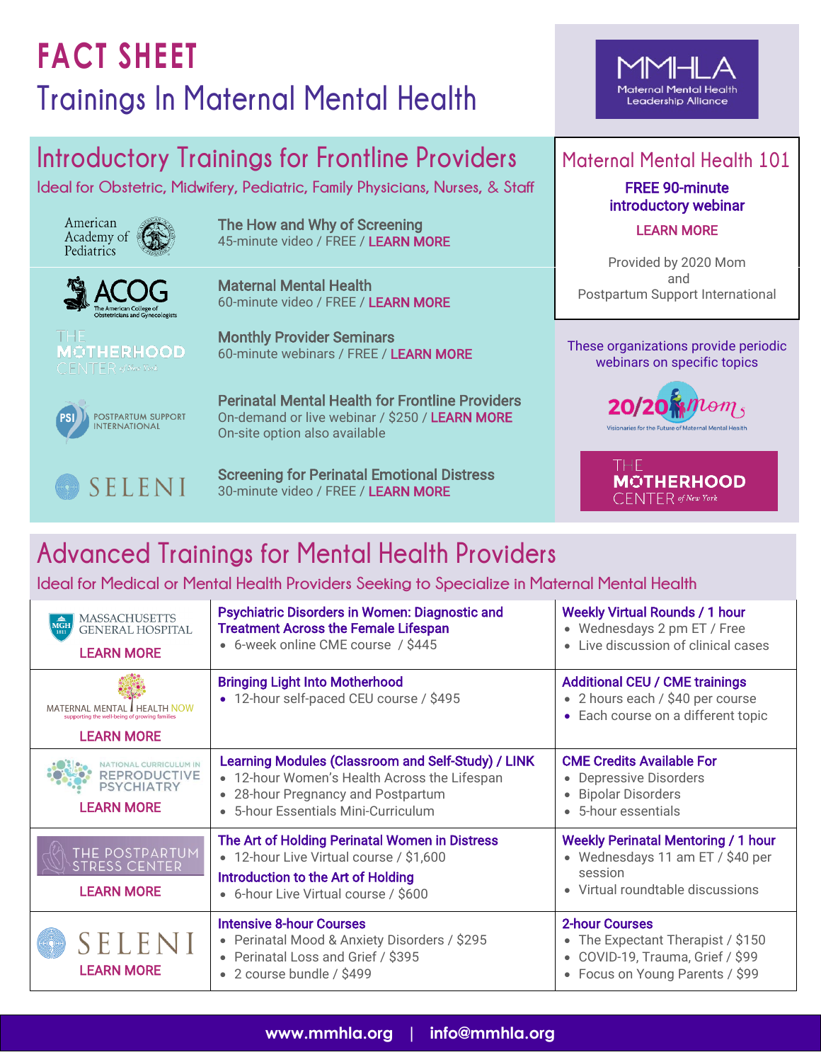# FACT SHEET

## Trainings In Maternal Mental Health

MMHLA Maternal Mental Health Leadership Alliance

## Introductory Trainings for Frontline Providers

Ideal for Obstetric, Midwifery, Pediatric, Family Physicians, Nurses, & Staff

| Organization | Training |
|---|---|
| American Academy of Pediatrics | **The How and Why of Screening**<br>45-minute video / FREE / LEARN MORE |
| ACOG The American College of Obstetricians and Gynecologists | **Maternal Mental Health**<br>60-minute video / FREE / LEARN MORE |
| The Motherhood Center of New York | **Monthly Provider Seminars**<br>60-minute webinars / FREE / LEARN MORE |
| PSI Postpartum Support International | **Perinatal Mental Health for Frontline Providers**<br>On-demand or live webinar / $250 / LEARN MORE<br>On-site option also available |
| SELENI | **Screening for Perinatal Emotional Distress**<br>30-minute video / FREE / LEARN MORE |

### Maternal Mental Health 101

**FREE 90-minute introductory webinar**

LEARN MORE

Provided by 2020 Mom and Postpartum Support International

These organizations provide periodic webinars on specific topics

2020 Mom — Visionaries for the Future of Maternal Mental Health

The Motherhood Center of New York

## Advanced Trainings for Mental Health Providers

Ideal for Medical or Mental Health Providers Seeking to Specialize in Maternal Mental Health

| Organization | Courses | Additional Offerings |
|---|---|---|
| Massachusetts General Hospital<br>LEARN MORE | **Psychiatric Disorders in Women: Diagnostic and Treatment Across the Female Lifespan**<br>• 6-week online CME course / $445 | **Weekly Virtual Rounds / 1 hour**<br>• Wednesdays 2 pm ET / Free<br>• Live discussion of clinical cases |
| Maternal Mental Health NOW — supporting the well-being of growing families<br>LEARN MORE | **Bringing Light Into Motherhood**<br>• 12-hour self-paced CEU course / $495 | **Additional CEU / CME trainings**<br>• 2 hours each / $40 per course<br>• Each course on a different topic |
| National Curriculum in Reproductive Psychiatry<br>LEARN MORE | **Learning Modules (Classroom and Self-Study) / LINK**<br>• 12-hour Women's Health Across the Lifespan<br>• 28-hour Pregnancy and Postpartum<br>• 5-hour Essentials Mini-Curriculum | **CME Credits Available For**<br>• Depressive Disorders<br>• Bipolar Disorders<br>• 5-hour essentials |
| The Postpartum Stress Center<br>LEARN MORE | **The Art of Holding Perinatal Women in Distress**<br>• 12-hour Live Virtual course / $1,600<br>**Introduction to the Art of Holding**<br>• 6-hour Live Virtual course / $600 | **Weekly Perinatal Mentoring / 1 hour**<br>• Wednesdays 11 am ET / $40 per session<br>• Virtual roundtable discussions |
| SELENI<br>LEARN MORE | **Intensive 8-hour Courses**<br>• Perinatal Mood & Anxiety Disorders / $295<br>• Perinatal Loss and Grief / $395<br>• 2 course bundle / $499 | **2-hour Courses**<br>• The Expectant Therapist / $150<br>• COVID-19, Trauma, Grief / $99<br>• Focus on Young Parents / $99 |

www.mmhla.org | info@mmhla.org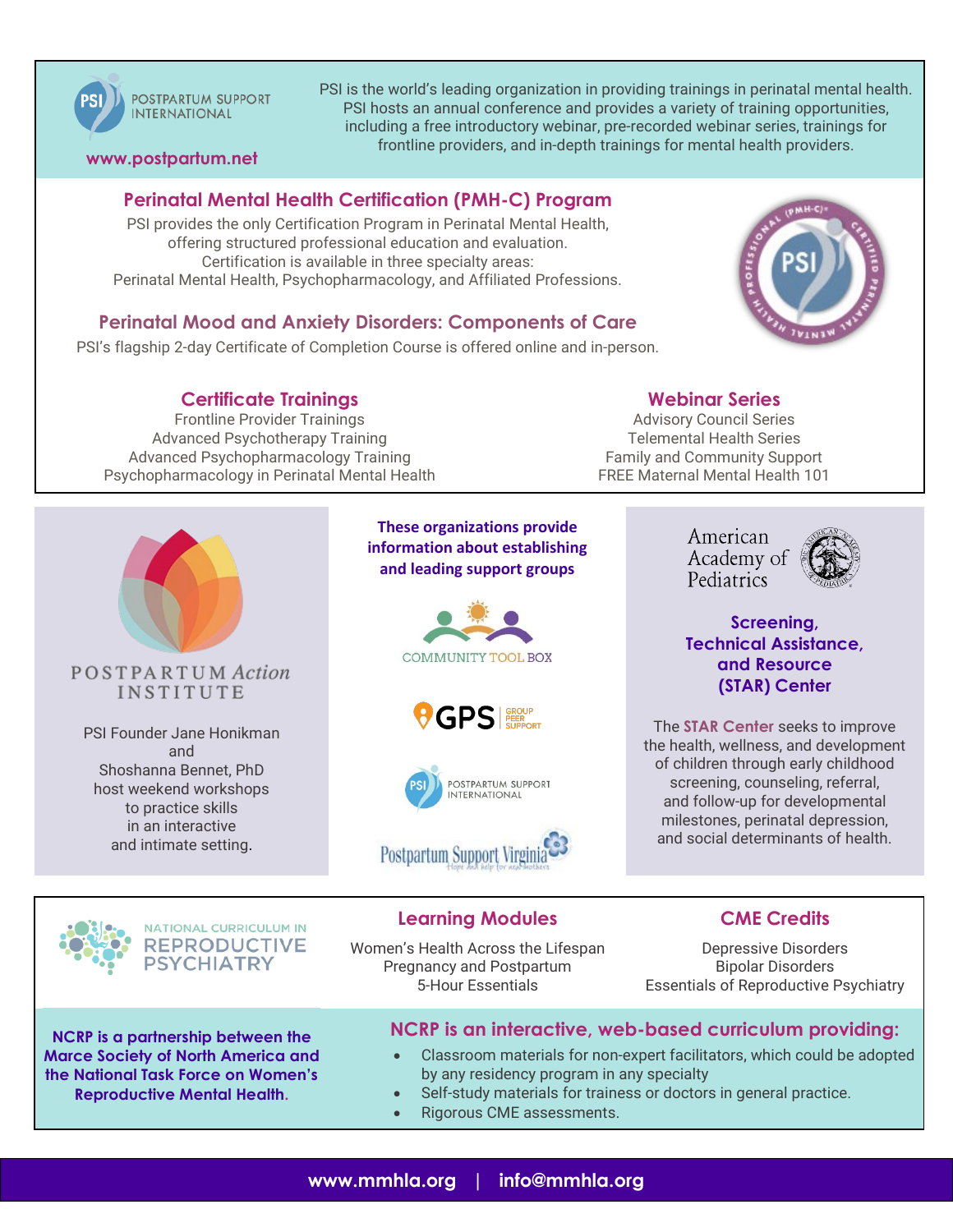POSTPARTUM SUPPORT INTERNATIONAL

www.postpartum.net

PSI is the world's leading organization in providing trainings in perinatal mental health. PSI hosts an annual conference and provides a variety of training opportunities, including a free introductory webinar, pre-recorded webinar series, trainings for frontline providers, and in-depth trainings for mental health providers.

## Perinatal Mental Health Certification (PMH-C) Program

PSI provides the only Certification Program in Perinatal Mental Health, offering structured professional education and evaluation. Certification is available in three specialty areas: Perinatal Mental Health, Psychopharmacology, and Affiliated Professions.

## Perinatal Mood and Anxiety Disorders: Components of Care

PSI's flagship 2-day Certificate of Completion Course is offered online and in-person.

### Certificate Trainings

Frontline Provider Trainings
Advanced Psychotherapy Training
Advanced Psychopharmacology Training
Psychopharmacology in Perinatal Mental Health

### Webinar Series

Advisory Council Series
Telemental Health Series
Family and Community Support
FREE Maternal Mental Health 101

## POSTPARTUM Action INSTITUTE

PSI Founder Jane Honikman and Shoshanna Bennet, PhD host weekend workshops to practice skills in an interactive and intimate setting.

**These organizations provide information about establishing and leading support groups**

COMMUNITY TOOL BOX

GPS GROUP PEER SUPPORT

POSTPARTUM SUPPORT INTERNATIONAL

Postpartum Support Virginia

## American Academy of Pediatrics

### Screening, Technical Assistance, and Resource (STAR) Center

The **STAR Center** seeks to improve the health, wellness, and development of children through early childhood screening, counseling, referral, and follow-up for developmental milestones, perinatal depression, and social determinants of health.

## NATIONAL CURRICULUM IN REPRODUCTIVE PSYCHIATRY

### Learning Modules

Women's Health Across the Lifespan
Pregnancy and Postpartum
5-Hour Essentials

### CME Credits

Depressive Disorders
Bipolar Disorders
Essentials of Reproductive Psychiatry

**NCRP is a partnership between the Marce Society of North America and the National Task Force on Women's Reproductive Mental Health.**

### NCRP is an interactive, web-based curriculum providing:

- Classroom materials for non-expert facilitators, which could be adopted by any residency program in any specialty
- Self-study materials for trainess or doctors in general practice.
- Rigorous CME assessments.

www.mmhla.org | info@mmhla.org